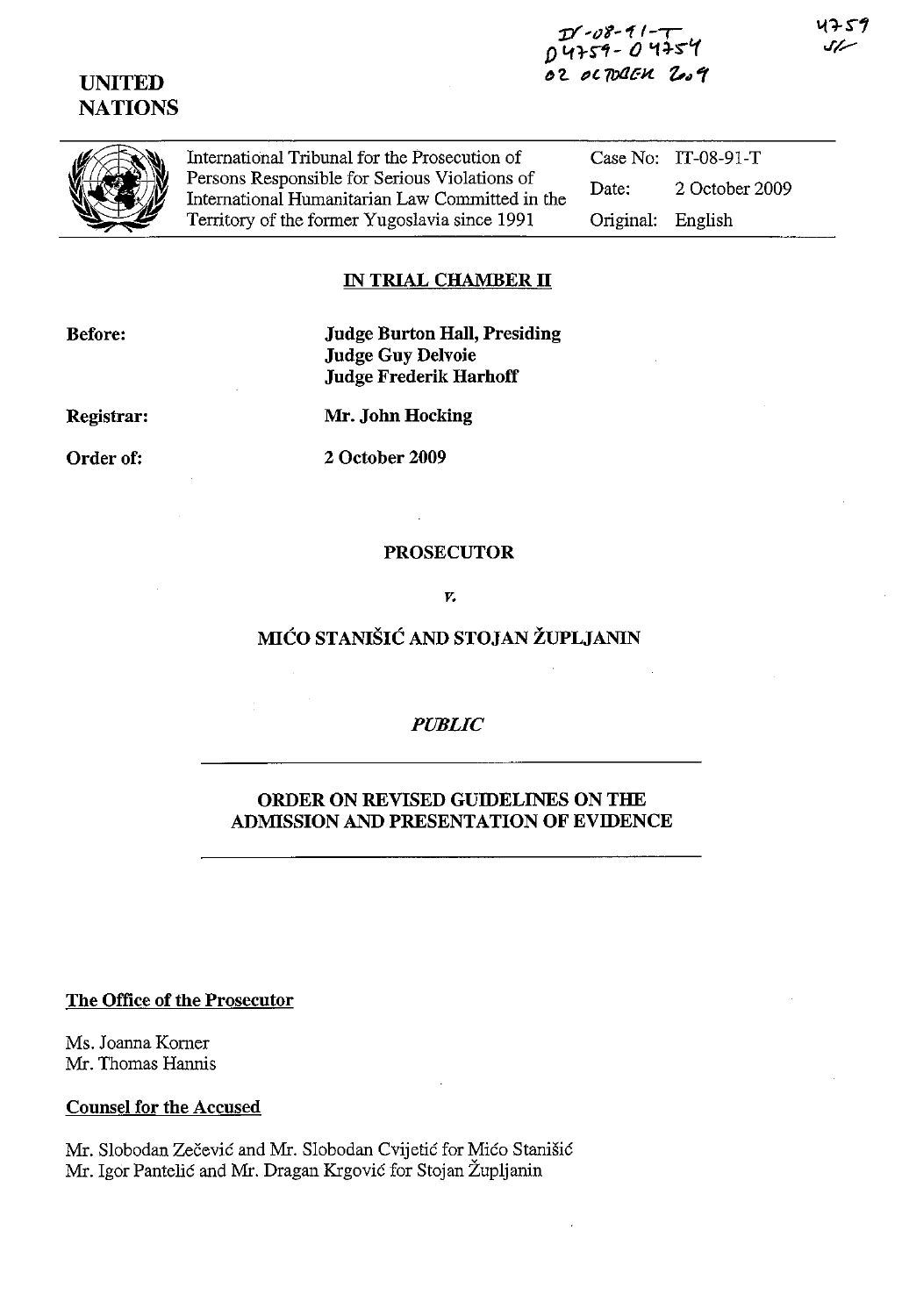IT-08-91-T
D4759 - D4754
02 OCTOBER 2009

4759
SK

UNITED NATIONS

| | | | |
|---|---|---|---|
| | International Tribunal for the Prosecution of Persons Responsible for Serious Violations of International Humanitarian Law Committed in the Territory of the former Yugoslavia since 1991 | Case No: | IT-08-91-T |
| | | Date: | 2 October 2009 |
| | | Original: | English |

## IN TRIAL CHAMBER II

**Before:** **Judge Burton Hall, Presiding**
**Judge Guy Delvoie**
**Judge Frederik Harhoff**

**Registrar:** **Mr. John Hocking**

**Order of:** **2 October 2009**

**PROSECUTOR**

*v.*

**MIĆO STANIŠIĆ AND STOJAN ŽUPLJANIN**

*PUBLIC*

## ORDER ON REVISED GUIDELINES ON THE ADMISSION AND PRESENTATION OF EVIDENCE

**The Office of the Prosecutor**

Ms. Joanna Korner
Mr. Thomas Hannis

**Counsel for the Accused**

Mr. Slobodan Zečević and Mr. Slobodan Cvijetić for Mićo Stanišić
Mr. Igor Pantelić and Mr. Dragan Krgović for Stojan Župljanin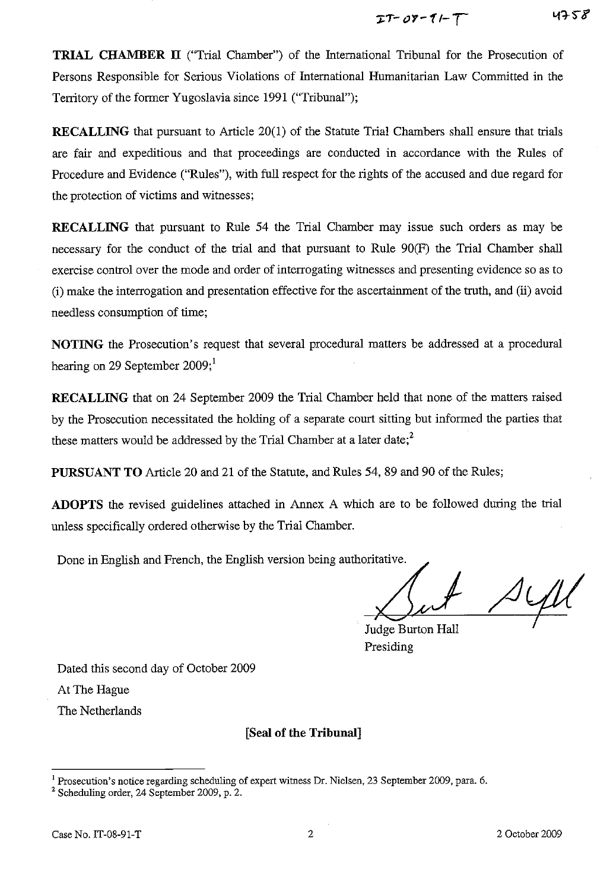**TRIAL CHAMBER II** ("Trial Chamber") of the International Tribunal for the Prosecution of Persons Responsible for Serious Violations of International Humanitarian Law Committed in the Territory of the former Yugoslavia since 1991 ("Tribunal");

**RECALLING** that pursuant to Article 20(1) of the Statute Trial Chambers shall ensure that trials are fair and expeditious and that proceedings are conducted in accordance with the Rules of Procedure and Evidence ("Rules"), with full respect for the rights of the accused and due regard for the protection of victims and witnesses;

**RECALLING** that pursuant to Rule 54 the Trial Chamber may issue such orders as may be necessary for the conduct of the trial and that pursuant to Rule 90(F) the Trial Chamber shall exercise control over the mode and order of interrogating witnesses and presenting evidence so as to (i) make the interrogation and presentation effective for the ascertainment of the truth, and (ii) avoid needless consumption of time;

**NOTING** the Prosecution's request that several procedural matters be addressed at a procedural hearing on 29 September 2009;[1]

**RECALLING** that on 24 September 2009 the Trial Chamber held that none of the matters raised by the Prosecution necessitated the holding of a separate court sitting but informed the parties that these matters would be addressed by the Trial Chamber at a later date;[2]

**PURSUANT TO** Article 20 and 21 of the Statute, and Rules 54, 89 and 90 of the Rules;

**ADOPTS** the revised guidelines attached in Annex A which are to be followed during the trial unless specifically ordered otherwise by the Trial Chamber.

Done in English and French, the English version being authoritative.

Judge Burton Hall
Presiding

Dated this second day of October 2009
At The Hague
The Netherlands

**[Seal of the Tribunal]**

---

[1] Prosecution's notice regarding scheduling of expert witness Dr. Nielsen, 23 September 2009, para. 6.

[2] Scheduling order, 24 September 2009, p. 2.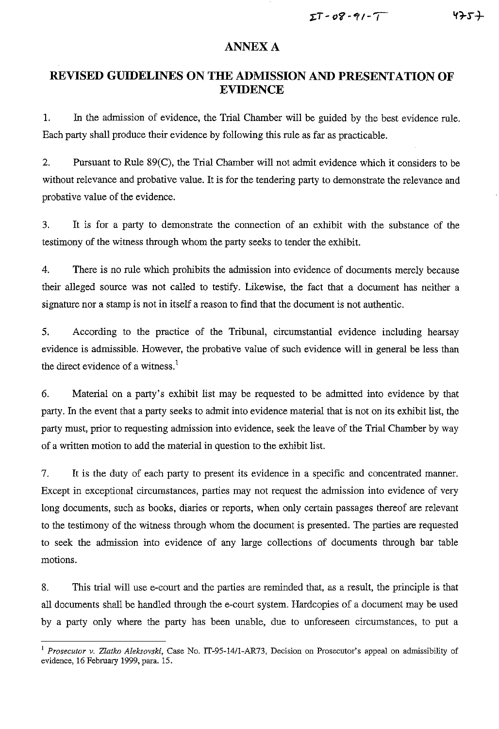# ANNEX A

## REVISED GUIDELINES ON THE ADMISSION AND PRESENTATION OF EVIDENCE

1. In the admission of evidence, the Trial Chamber will be guided by the best evidence rule. Each party shall produce their evidence by following this rule as far as practicable.

2. Pursuant to Rule 89(C), the Trial Chamber will not admit evidence which it considers to be without relevance and probative value. It is for the tendering party to demonstrate the relevance and probative value of the evidence.

3. It is for a party to demonstrate the connection of an exhibit with the substance of the testimony of the witness through whom the party seeks to tender the exhibit.

4. There is no rule which prohibits the admission into evidence of documents merely because their alleged source was not called to testify. Likewise, the fact that a document has neither a signature nor a stamp is not in itself a reason to find that the document is not authentic.

5. According to the practice of the Tribunal, circumstantial evidence including hearsay evidence is admissible. However, the probative value of such evidence will in general be less than the direct evidence of a witness.[1]

6. Material on a party's exhibit list may be requested to be admitted into evidence by that party. In the event that a party seeks to admit into evidence material that is not on its exhibit list, the party must, prior to requesting admission into evidence, seek the leave of the Trial Chamber by way of a written motion to add the material in question to the exhibit list.

7. It is the duty of each party to present its evidence in a specific and concentrated manner. Except in exceptional circumstances, parties may not request the admission into evidence of very long documents, such as books, diaries or reports, when only certain passages thereof are relevant to the testimony of the witness through whom the document is presented. The parties are requested to seek the admission into evidence of any large collections of documents through bar table motions.

8. This trial will use e-court and the parties are reminded that, as a result, the principle is that all documents shall be handled through the e-court system. Hardcopies of a document may be used by a party only where the party has been unable, due to unforeseen circumstances, to put a

[1] *Prosecutor v. Zlatko Aleksovski*, Case No. IT-95-14/1-AR73, Decision on Prosecutor's appeal on admissibility of evidence, 16 February 1999, para. 15.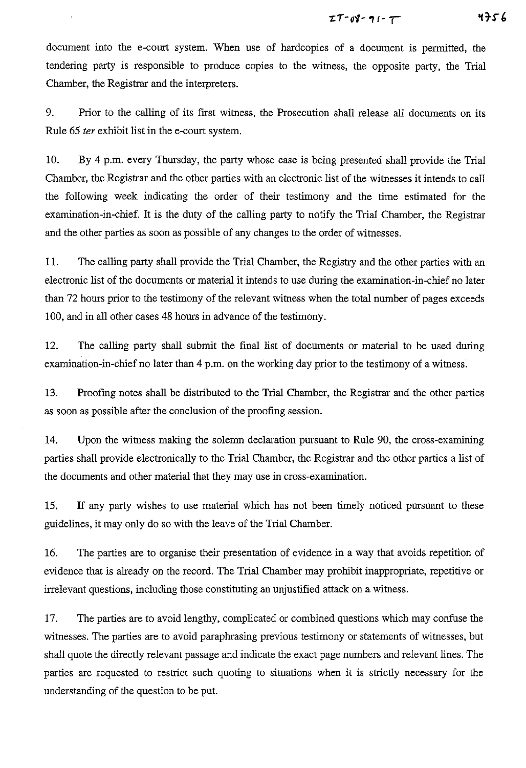document into the e-court system. When use of hardcopies of a document is permitted, the tendering party is responsible to produce copies to the witness, the opposite party, the Trial Chamber, the Registrar and the interpreters.

9. Prior to the calling of its first witness, the Prosecution shall release all documents on its Rule 65 *ter* exhibit list in the e-court system.

10. By 4 p.m. every Thursday, the party whose case is being presented shall provide the Trial Chamber, the Registrar and the other parties with an electronic list of the witnesses it intends to call the following week indicating the order of their testimony and the time estimated for the examination-in-chief. It is the duty of the calling party to notify the Trial Chamber, the Registrar and the other parties as soon as possible of any changes to the order of witnesses.

11. The calling party shall provide the Trial Chamber, the Registry and the other parties with an electronic list of the documents or material it intends to use during the examination-in-chief no later than 72 hours prior to the testimony of the relevant witness when the total number of pages exceeds 100, and in all other cases 48 hours in advance of the testimony.

12. The calling party shall submit the final list of documents or material to be used during examination-in-chief no later than 4 p.m. on the working day prior to the testimony of a witness.

13. Proofing notes shall be distributed to the Trial Chamber, the Registrar and the other parties as soon as possible after the conclusion of the proofing session.

14. Upon the witness making the solemn declaration pursuant to Rule 90, the cross-examining parties shall provide electronically to the Trial Chamber, the Registrar and the other parties a list of the documents and other material that they may use in cross-examination.

15. If any party wishes to use material which has not been timely noticed pursuant to these guidelines, it may only do so with the leave of the Trial Chamber.

16. The parties are to organise their presentation of evidence in a way that avoids repetition of evidence that is already on the record. The Trial Chamber may prohibit inappropriate, repetitive or irrelevant questions, including those constituting an unjustified attack on a witness.

17. The parties are to avoid lengthy, complicated or combined questions which may confuse the witnesses. The parties are to avoid paraphrasing previous testimony or statements of witnesses, but shall quote the directly relevant passage and indicate the exact page numbers and relevant lines. The parties are requested to restrict such quoting to situations when it is strictly necessary for the understanding of the question to be put.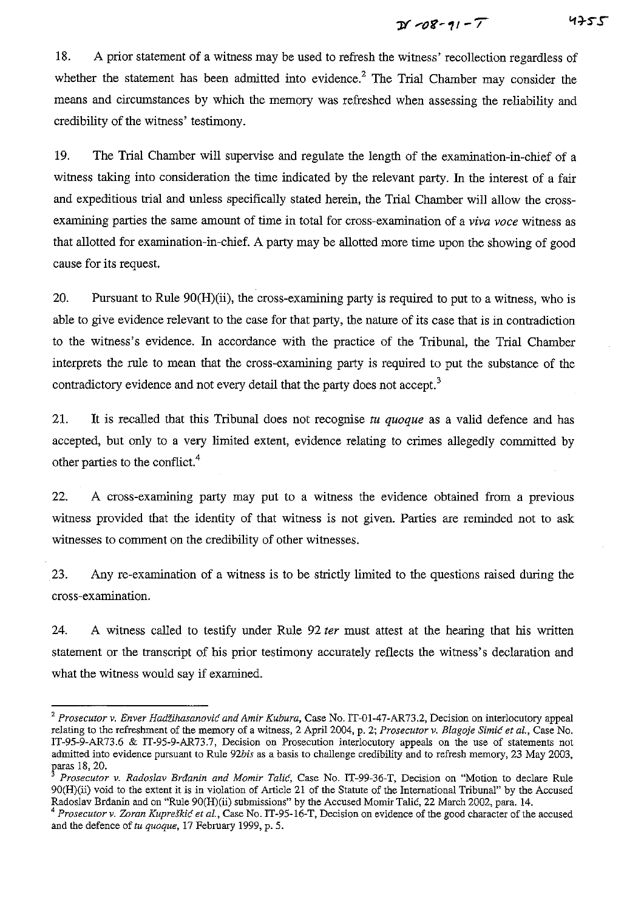18. A prior statement of a witness may be used to refresh the witness' recollection regardless of whether the statement has been admitted into evidence.[2] The Trial Chamber may consider the means and circumstances by which the memory was refreshed when assessing the reliability and credibility of the witness' testimony.

19. The Trial Chamber will supervise and regulate the length of the examination-in-chief of a witness taking into consideration the time indicated by the relevant party. In the interest of a fair and expeditious trial and unless specifically stated herein, the Trial Chamber will allow the cross-examining parties the same amount of time in total for cross-examination of a *viva voce* witness as that allotted for examination-in-chief. A party may be allotted more time upon the showing of good cause for its request.

20. Pursuant to Rule 90(H)(ii), the cross-examining party is required to put to a witness, who is able to give evidence relevant to the case for that party, the nature of its case that is in contradiction to the witness's evidence. In accordance with the practice of the Tribunal, the Trial Chamber interprets the rule to mean that the cross-examining party is required to put the substance of the contradictory evidence and not every detail that the party does not accept.[3]

21. It is recalled that this Tribunal does not recognise *tu quoque* as a valid defence and has accepted, but only to a very limited extent, evidence relating to crimes allegedly committed by other parties to the conflict.[4]

22. A cross-examining party may put to a witness the evidence obtained from a previous witness provided that the identity of that witness is not given. Parties are reminded not to ask witnesses to comment on the credibility of other witnesses.

23. Any re-examination of a witness is to be strictly limited to the questions raised during the cross-examination.

24. A witness called to testify under Rule 92 *ter* must attest at the hearing that his written statement or the transcript of his prior testimony accurately reflects the witness's declaration and what the witness would say if examined.

---

[2] *Prosecutor v. Enver Hadžihasanović and Amir Kubura*, Case No. IT-01-47-AR73.2, Decision on interlocutory appeal relating to the refreshment of the memory of a witness, 2 April 2004, p. 2; *Prosecutor v. Blagoje Simić et al.*, Case No. IT-95-9-AR73.6 & IT-95-9-AR73.7, Decision on Prosecution interlocutory appeals on the use of statements not admitted into evidence pursuant to Rule 92*bis* as a basis to challenge credibility and to refresh memory, 23 May 2003, paras 18, 20.

[3] *Prosecutor v. Radoslav Brđanin and Momir Talić*, Case No. IT-99-36-T, Decision on "Motion to declare Rule 90(H)(ii) void to the extent it is in violation of Article 21 of the Statute of the International Tribunal" by the Accused Radoslav Brđanin and on "Rule 90(H)(ii) submissions" by the Accused Momir Talić, 22 March 2002, para. 14.

[4] *Prosecutor v. Zoran Kupreškić et al.*, Case No. IT-95-16-T, Decision on evidence of the good character of the accused and the defence of *tu quoque*, 17 February 1999, p. 5.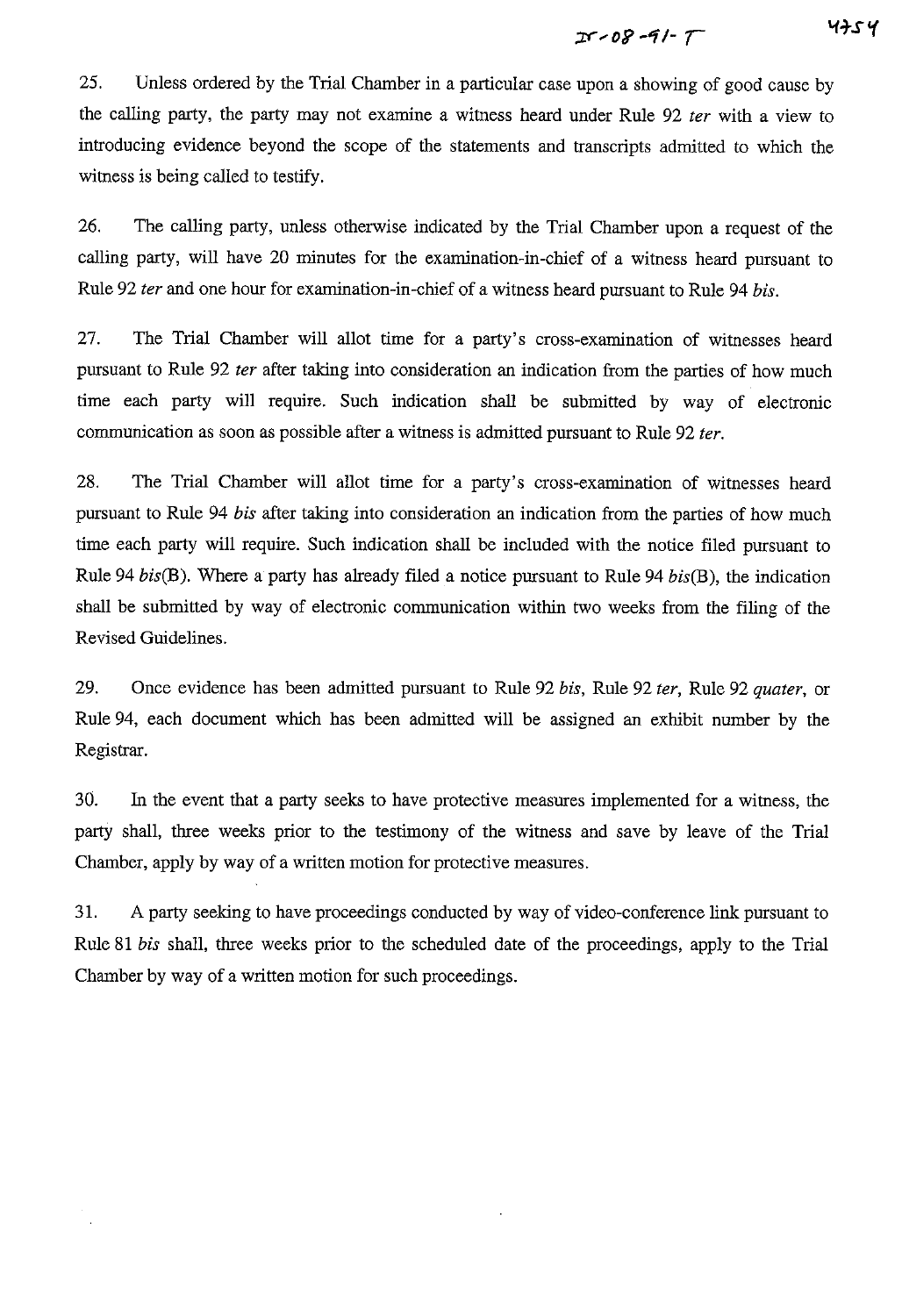25. Unless ordered by the Trial Chamber in a particular case upon a showing of good cause by the calling party, the party may not examine a witness heard under Rule 92 *ter* with a view to introducing evidence beyond the scope of the statements and transcripts admitted to which the witness is being called to testify.

26. The calling party, unless otherwise indicated by the Trial Chamber upon a request of the calling party, will have 20 minutes for the examination-in-chief of a witness heard pursuant to Rule 92 *ter* and one hour for examination-in-chief of a witness heard pursuant to Rule 94 *bis*.

27. The Trial Chamber will allot time for a party's cross-examination of witnesses heard pursuant to Rule 92 *ter* after taking into consideration an indication from the parties of how much time each party will require. Such indication shall be submitted by way of electronic communication as soon as possible after a witness is admitted pursuant to Rule 92 *ter*.

28. The Trial Chamber will allot time for a party's cross-examination of witnesses heard pursuant to Rule 94 *bis* after taking into consideration an indication from the parties of how much time each party will require. Such indication shall be included with the notice filed pursuant to Rule 94 *bis*(B). Where a party has already filed a notice pursuant to Rule 94 *bis*(B), the indication shall be submitted by way of electronic communication within two weeks from the filing of the Revised Guidelines.

29. Once evidence has been admitted pursuant to Rule 92 *bis*, Rule 92 *ter*, Rule 92 *quater*, or Rule 94, each document which has been admitted will be assigned an exhibit number by the Registrar.

30. In the event that a party seeks to have protective measures implemented for a witness, the party shall, three weeks prior to the testimony of the witness and save by leave of the Trial Chamber, apply by way of a written motion for protective measures.

31. A party seeking to have proceedings conducted by way of video-conference link pursuant to Rule 81 *bis* shall, three weeks prior to the scheduled date of the proceedings, apply to the Trial Chamber by way of a written motion for such proceedings.